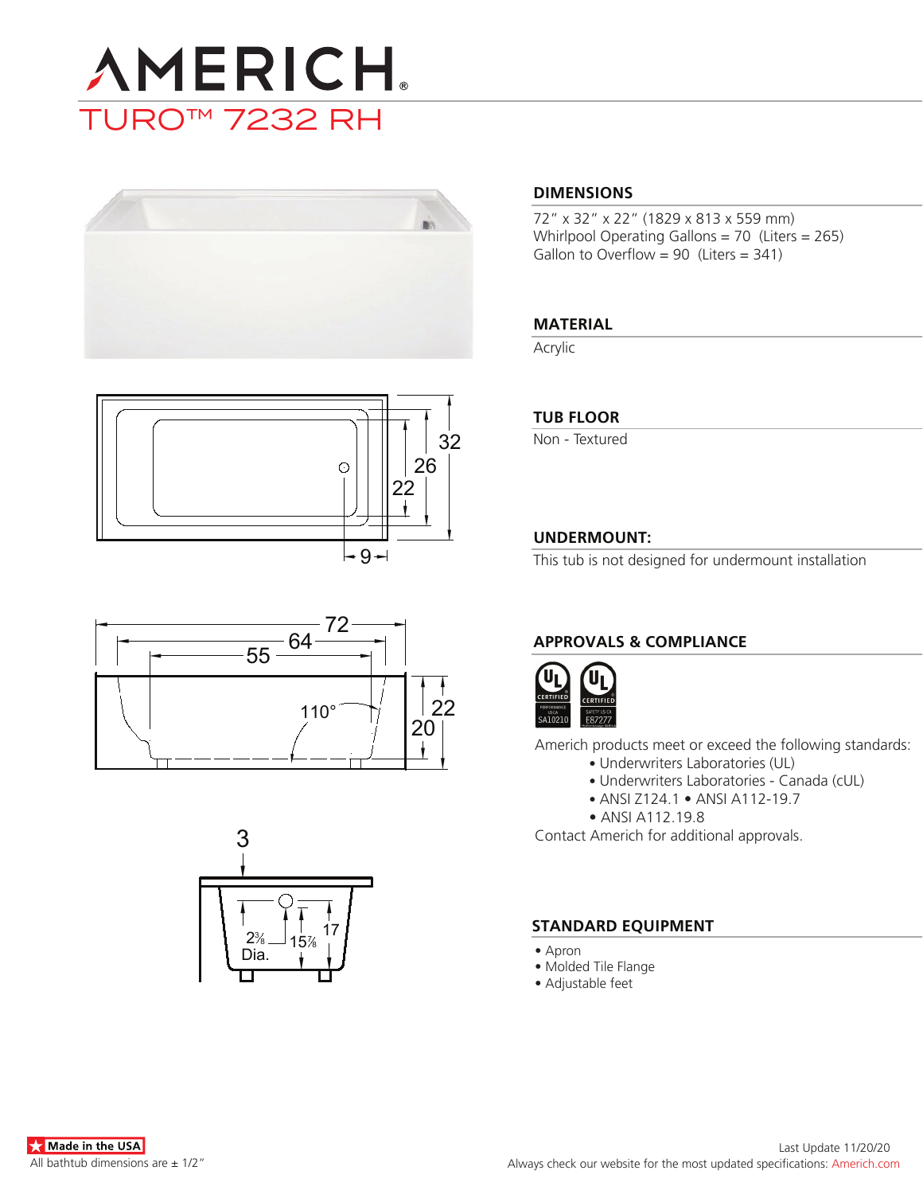# AMERICH

## TURO™ 7232 RH

### DIMENSIONS

72″ x 32″ x 22″ (1829 x 813 x 559 mm)
Whirlpool Operating Gallons = 70 (Liters = 265)
Gallon to Overflow = 90 (Liters = 341)

### MATERIAL

Acrylic

### TUB FLOOR

Non - Textured

### UNDERMOUNT:

This tub is not designed for undermount installation

### APPROVALS & COMPLIANCE

Americh products meet or exceed the following standards:

- Underwriters Laboratories (UL)
- Underwriters Laboratories - Canada (cUL)
- ANSI Z124.1 • ANSI A112-19.7
- ANSI A112.19.8

Contact Americh for additional approvals.

### STANDARD EQUIPMENT

- Apron
- Molded Tile Flange
- Adjustable feet

Made in the USA

All bathtub dimensions are ± 1/2″

Last Update 11/20/20

Always check our website for the most updated specifications: Americh.com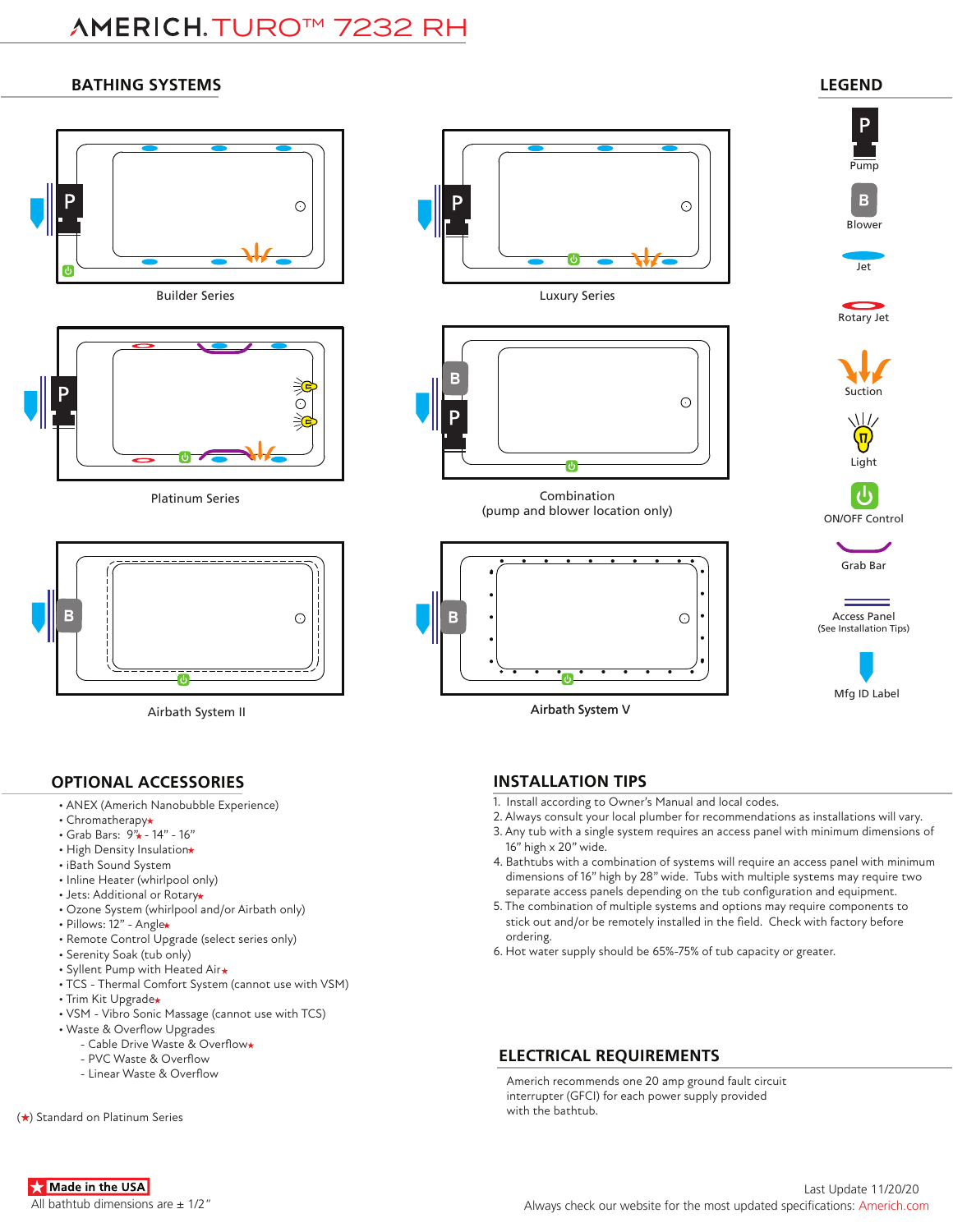# AMERICH. TURO™ 7232 RH

## BATHING SYSTEMS

Builder Series

Luxury Series

Platinum Series

Combination
(pump and blower location only)

Airbath System II

Airbath System V

## LEGEND

Pump

Blower

Jet

Rotary Jet

Suction

Light

ON/OFF Control

Grab Bar

Access Panel
(See Installation Tips)

Mfg ID Label

## OPTIONAL ACCESSORIES

- ANEX (Americh Nanobubble Experience)
- Chromatherapy★
- Grab Bars: 9"★ - 14" - 16"
- High Density Insulation★
- iBath Sound System
- Inline Heater (whirlpool only)
- Jets: Additional or Rotary★
- Ozone System (whirlpool and/or Airbath only)
- Pillows: 12" - Angle★
- Remote Control Upgrade (select series only)
- Serenity Soak (tub only)
- Syllent Pump with Heated Air★
- TCS - Thermal Comfort System (cannot use with VSM)
- Trim Kit Upgrade★
- VSM - Vibro Sonic Massage (cannot use with TCS)
- Waste & Overflow Upgrades
  - Cable Drive Waste & Overflow★
  - PVC Waste & Overflow
  - Linear Waste & Overflow

(★) Standard on Platinum Series

## INSTALLATION TIPS

1. Install according to Owner's Manual and local codes.
2. Always consult your local plumber for recommendations as installations will vary.
3. Any tub with a single system requires an access panel with minimum dimensions of 16" high x 20" wide.
4. Bathtubs with a combination of systems will require an access panel with minimum dimensions of 16" high by 28" wide. Tubs with multiple systems may require two separate access panels depending on the tub configuration and equipment.
5. The combination of multiple systems and options may require components to stick out and/or be remotely installed in the field. Check with factory before ordering.
6. Hot water supply should be 65%-75% of tub capacity or greater.

## ELECTRICAL REQUIREMENTS

Americh recommends one 20 amp ground fault circuit interrupter (GFCI) for each power supply provided with the bathtub.

★ Made in the USA

All bathtub dimensions are ± 1/2"

Last Update 11/20/20

Always check our website for the most updated specifications: Americh.com